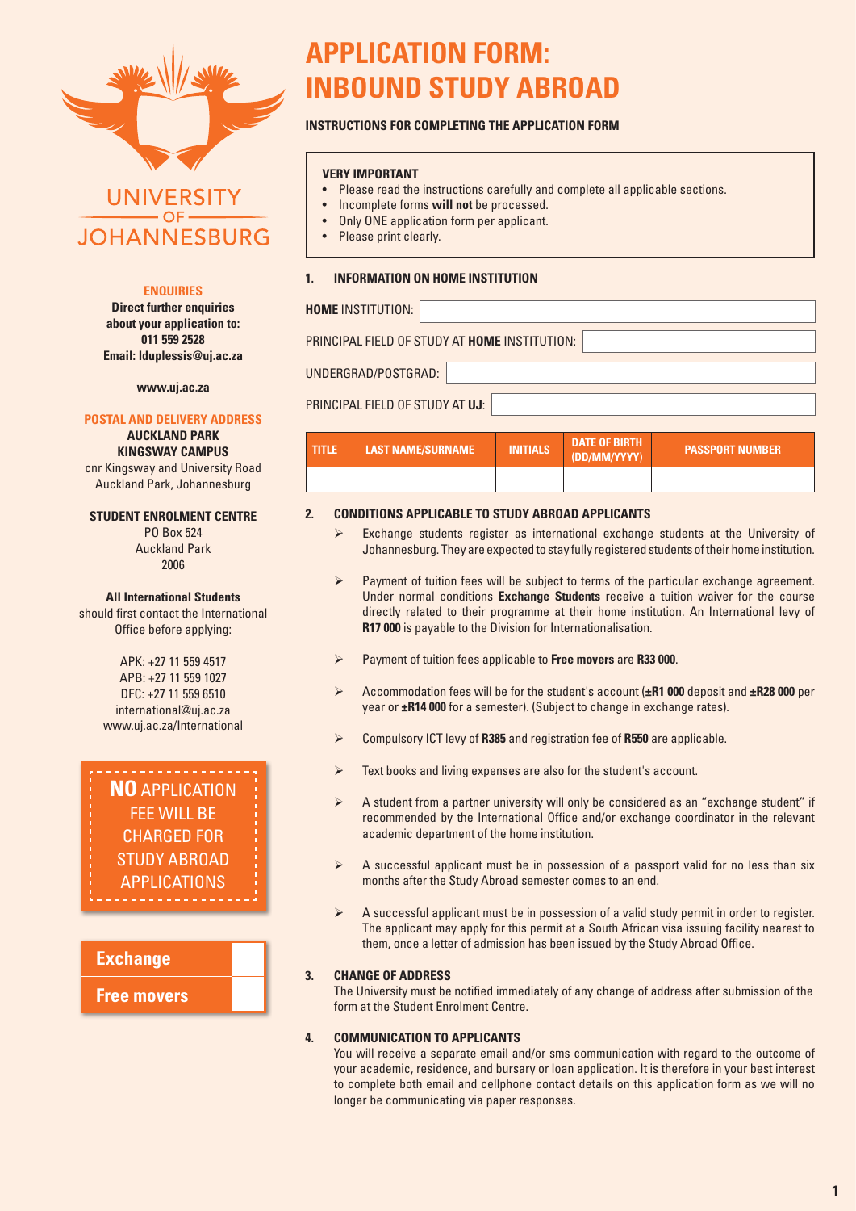UNIVERSITY OF JOHANNESBURG

**ENQUIRIES**

**Direct further enquiries about your application to:**
**011 559 2528**
**Email: lduplessis@uj.ac.za**

**www.uj.ac.za**

**POSTAL AND DELIVERY ADDRESS**
**AUCKLAND PARK KINGSWAY CAMPUS**
cnr Kingsway and University Road
Auckland Park, Johannesburg

**STUDENT ENROLMENT CENTRE**
PO Box 524
Auckland Park
2006

**All International Students** should first contact the International Office before applying:

APK: +27 11 559 4517
APB: +27 11 559 1027
DFC: +27 11 559 6510
international@uj.ac.za
www.uj.ac.za/International

**NO** APPLICATION FEE WILL BE CHARGED FOR STUDY ABROAD APPLICATIONS

| **Exchange** | |
|---|---|
| **Free movers** | |

# APPLICATION FORM: INBOUND STUDY ABROAD

**INSTRUCTIONS FOR COMPLETING THE APPLICATION FORM**

**VERY IMPORTANT**

- Please read the instructions carefully and complete all applicable sections.
- Incomplete forms **will not** be processed.
- Only ONE application form per applicant.
- Please print clearly.

## 1. INFORMATION ON HOME INSTITUTION

**HOME** INSTITUTION: ____________________

PRINCIPAL FIELD OF STUDY AT **HOME** INSTITUTION: ____________________

UNDERGRAD/POSTGRAD: ____________________

PRINCIPAL FIELD OF STUDY AT **UJ**: ____________________

| TITLE | LAST NAME/SURNAME | INITIALS | DATE OF BIRTH (DD/MM/YYYY) | PASSPORT NUMBER |
|---|---|---|---|---|
| | | | | |

## 2. CONDITIONS APPLICABLE TO STUDY ABROAD APPLICANTS

- Exchange students register as international exchange students at the University of Johannesburg. They are expected to stay fully registered students of their home institution.
- Payment of tuition fees will be subject to terms of the particular exchange agreement. Under normal conditions **Exchange Students** receive a tuition waiver for the course directly related to their programme at their home institution. An International levy of **R17 000** is payable to the Division for Internationalisation.
- Payment of tuition fees applicable to **Free movers** are **R33 000**.
- Accommodation fees will be for the student's account (**±R1 000** deposit and **±R28 000** per year or **±R14 000** for a semester). (Subject to change in exchange rates).
- Compulsory ICT levy of **R385** and registration fee of **R550** are applicable.
- Text books and living expenses are also for the student's account.
- A student from a partner university will only be considered as an "exchange student" if recommended by the International Office and/or exchange coordinator in the relevant academic department of the home institution.
- A successful applicant must be in possession of a passport valid for no less than six months after the Study Abroad semester comes to an end.
- A successful applicant must be in possession of a valid study permit in order to register. The applicant may apply for this permit at a South African visa issuing facility nearest to them, once a letter of admission has been issued by the Study Abroad Office.

## 3. CHANGE OF ADDRESS

The University must be notified immediately of any change of address after submission of the form at the Student Enrolment Centre.

## 4. COMMUNICATION TO APPLICANTS

You will receive a separate email and/or sms communication with regard to the outcome of your academic, residence, and bursary or loan application. It is therefore in your best interest to complete both email and cellphone contact details on this application form as we will no longer be communicating via paper responses.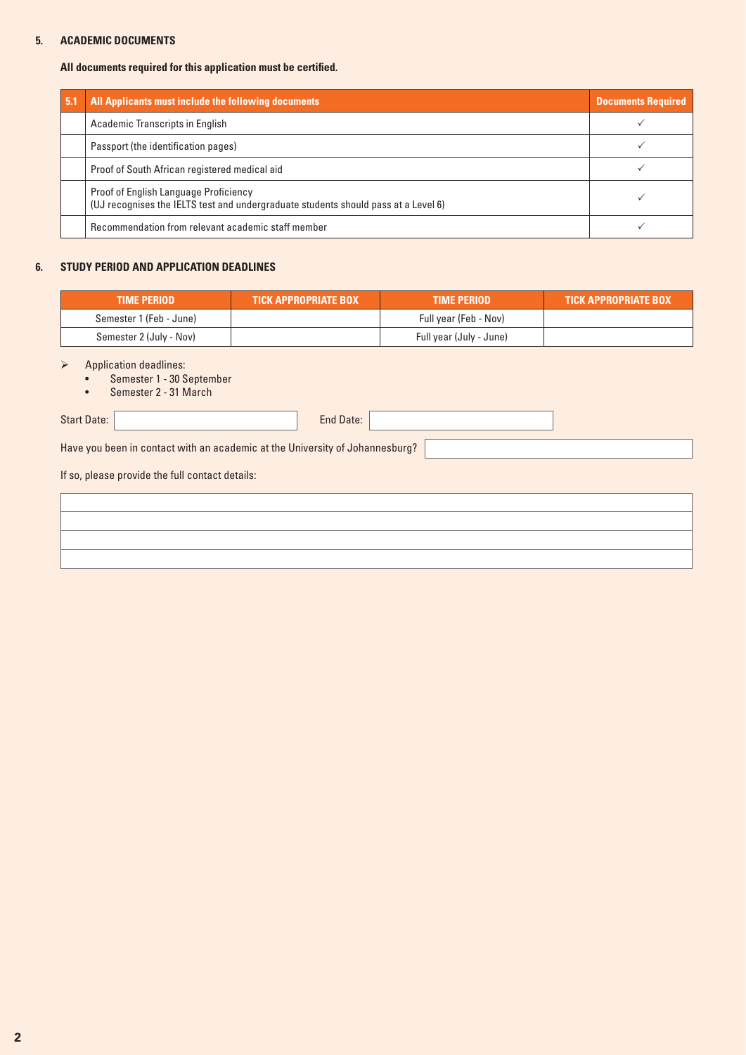## 5. ACADEMIC DOCUMENTS

**All documents required for this application must be certified.**

| 5.1 | All Applicants must include the following documents | Documents Required |
|---|---|---|
| | Academic Transcripts in English | ✓ |
| | Passport (the identification pages) | ✓ |
| | Proof of South African registered medical aid | ✓ |
| | Proof of English Language Proficiency<br>(UJ recognises the IELTS test and undergraduate students should pass at a Level 6) | ✓ |
| | Recommendation from relevant academic staff member | ✓ |

## 6. STUDY PERIOD AND APPLICATION DEADLINES

| TIME PERIOD | TICK APPROPRIATE BOX | TIME PERIOD | TICK APPROPRIATE BOX |
|---|---|---|---|
| Semester 1 (Feb - June) | | Full year (Feb - Nov) | |
| Semester 2 (July - Nov) | | Full year (July - June) | |

- Application deadlines:
  - Semester 1 - 30 September
  - Semester 2 - 31 March

Start Date: ____________________ End Date: ____________________

Have you been in contact with an academic at the University of Johannesburg? ____________________

If so, please provide the full contact details:

____________________

____________________

____________________

____________________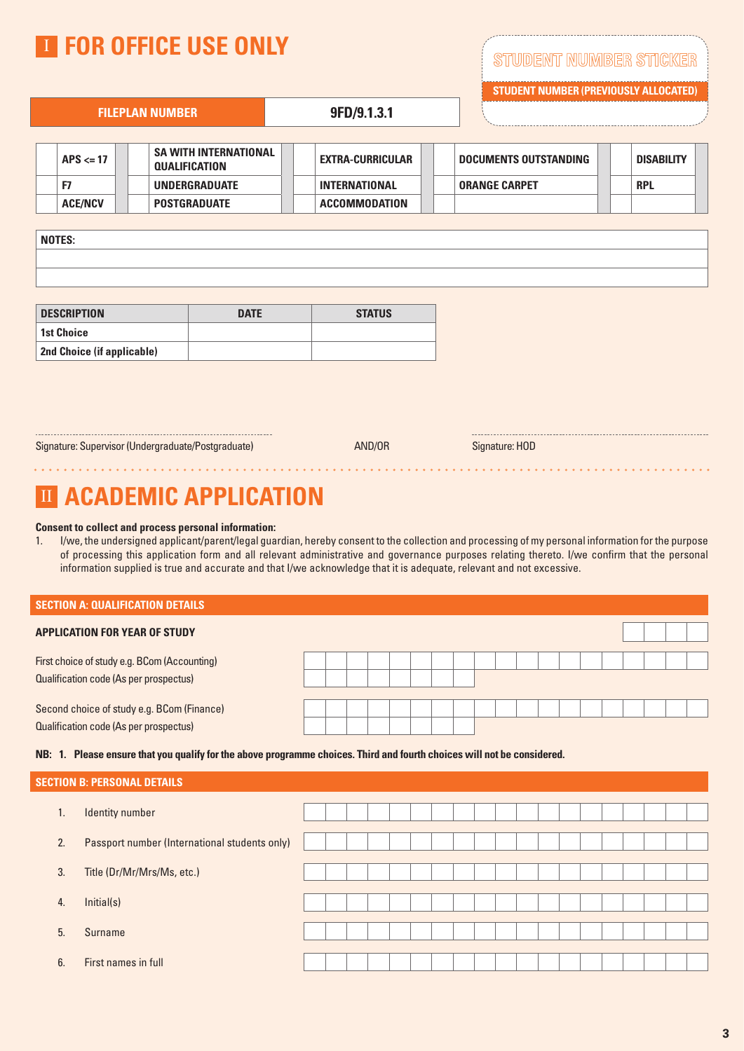# I FOR OFFICE USE ONLY

**STUDENT NUMBER STICKER**

**STUDENT NUMBER (PREVIOUSLY ALLOCATED)**

| FILEPLAN NUMBER | 9FD/9.1.3.1 |
|---|---|

| | | | | | | | | | |
|---|---|---|---|---|---|---|---|---|---|
| | APS <= 17 | | SA WITH INTERNATIONAL QUALIFICATION | | EXTRA-CURRICULAR | | DOCUMENTS OUTSTANDING | | DISABILITY |
| | F7 | | UNDERGRADUATE | | INTERNATIONAL | | ORANGE CARPET | | RPL |
| | ACE/NCV | | POSTGRADUATE | | ACCOMMODATION | | | | |

| NOTES: |
|---|
| |
| |

| DESCRIPTION | DATE | STATUS |
|---|---|---|
| 1st Choice | | |
| 2nd Choice (if applicable) | | |

Signature: Supervisor (Undergraduate/Postgraduate) AND/OR Signature: HOD

# II ACADEMIC APPLICATION

**Consent to collect and process personal information:**

1. I/we, the undersigned applicant/parent/legal guardian, hereby consent to the collection and processing of my personal information for the purpose of processing this application form and all relevant administrative and governance purposes relating thereto. I/we confirm that the personal information supplied is true and accurate and that I/we acknowledge that it is adequate, relevant and not excessive.

## SECTION A: QUALIFICATION DETAILS

**APPLICATION FOR YEAR OF STUDY**

First choice of study e.g. BCom (Accounting)

Qualification code (As per prospectus)

Second choice of study e.g. BCom (Finance)

Qualification code (As per prospectus)

**NB: 1. Please ensure that you qualify for the above programme choices. Third and fourth choices will not be considered.**

## SECTION B: PERSONAL DETAILS

1. Identity number
2. Passport number (International students only)
3. Title (Dr/Mr/Mrs/Ms, etc.)
4. Initial(s)
5. Surname
6. First names in full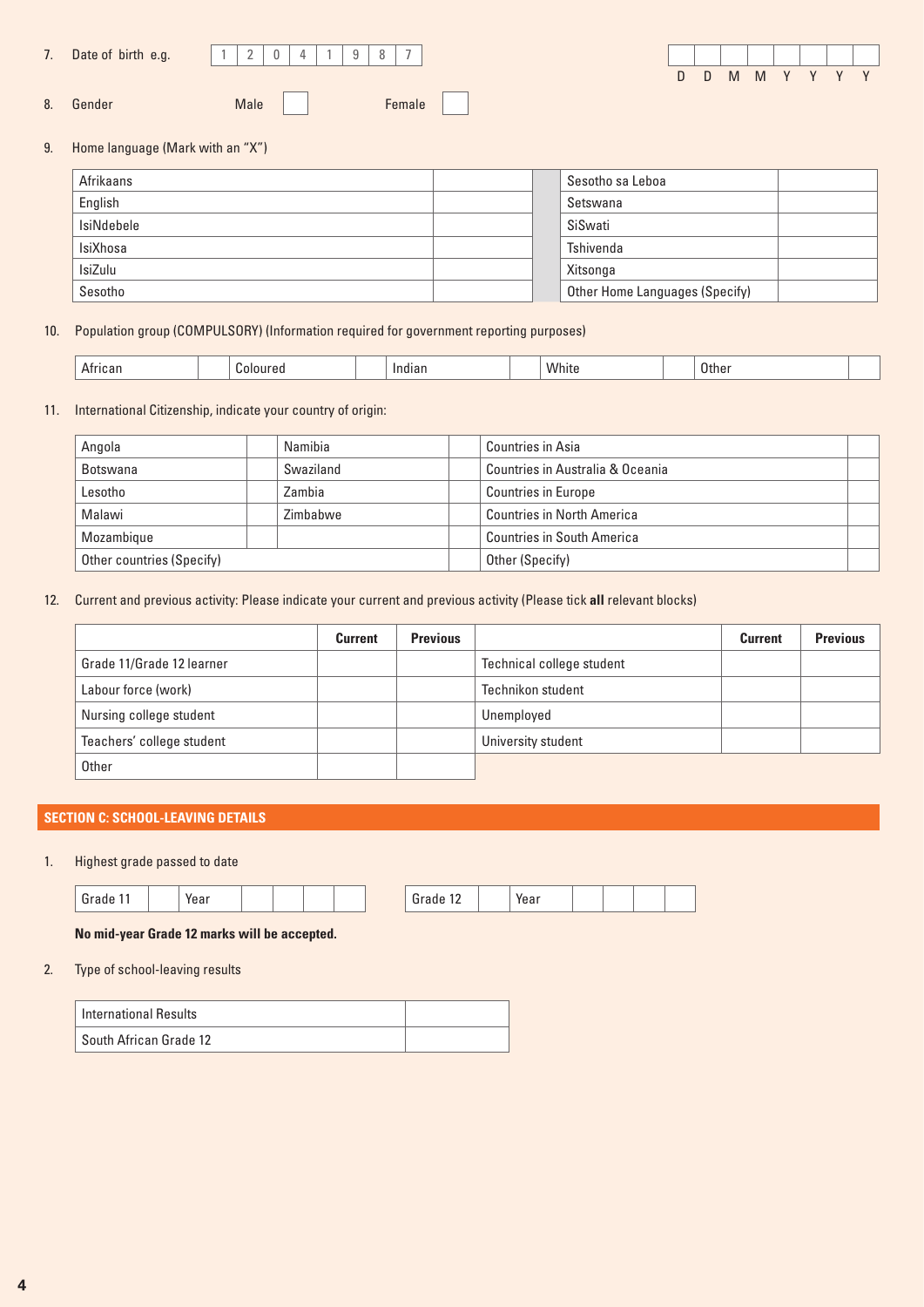7. Date of birth e.g.

| 1 | 2 | 0 | 4 | 1 | 9 | 8 | 7 |
|---|---|---|---|---|---|---|---|

|  |  |  |  |  |  |  |  |
|---|---|---|---|---|---|---|---|
| D | D | M | M | Y | Y | Y | Y |

8. Gender Male ☐ Female ☐

9. Home language (Mark with an "X")

| | | | |
|---|---|---|---|
| Afrikaans | | Sesotho sa Leboa | |
| English | | Setswana | |
| IsiNdebele | | SiSwati | |
| IsiXhosa | | Tshivenda | |
| IsiZulu | | Xitsonga | |
| Sesotho | | Other Home Languages (Specify) | |

10. Population group (COMPULSORY) (Information required for government reporting purposes)

| | | | | | | | | | |
|---|---|---|---|---|---|---|---|---|---|
| African | | Coloured | | Indian | | White | | Other | |

11. International Citizenship, indicate your country of origin:

| | | | | | |
|---|---|---|---|---|---|
| Angola | | Namibia | | Countries in Asia | |
| Botswana | | Swaziland | | Countries in Australia & Oceania | |
| Lesotho | | Zambia | | Countries in Europe | |
| Malawi | | Zimbabwe | | Countries in North America | |
| Mozambique | | | | Countries in South America | |
| Other countries (Specify) | | | | Other (Specify) | |

12. Current and previous activity: Please indicate your current and previous activity (Please tick **all** relevant blocks)

| | Current | Previous | | Current | Previous |
|---|---|---|---|---|---|
| Grade 11/Grade 12 learner | | | Technical college student | | |
| Labour force (work) | | | Technikon student | | |
| Nursing college student | | | Unemployed | | |
| Teachers' college student | | | University student | | |
| Other | | | | | |

## SECTION C: SCHOOL-LEAVING DETAILS

1. Highest grade passed to date

| Grade 11 | | Year | | | | |
|---|---|---|---|---|---|---|

| Grade 12 | | Year | | | | |
|---|---|---|---|---|---|---|

**No mid-year Grade 12 marks will be accepted.**

2. Type of school-leaving results

| | |
|---|---|
| International Results | |
| South African Grade 12 | |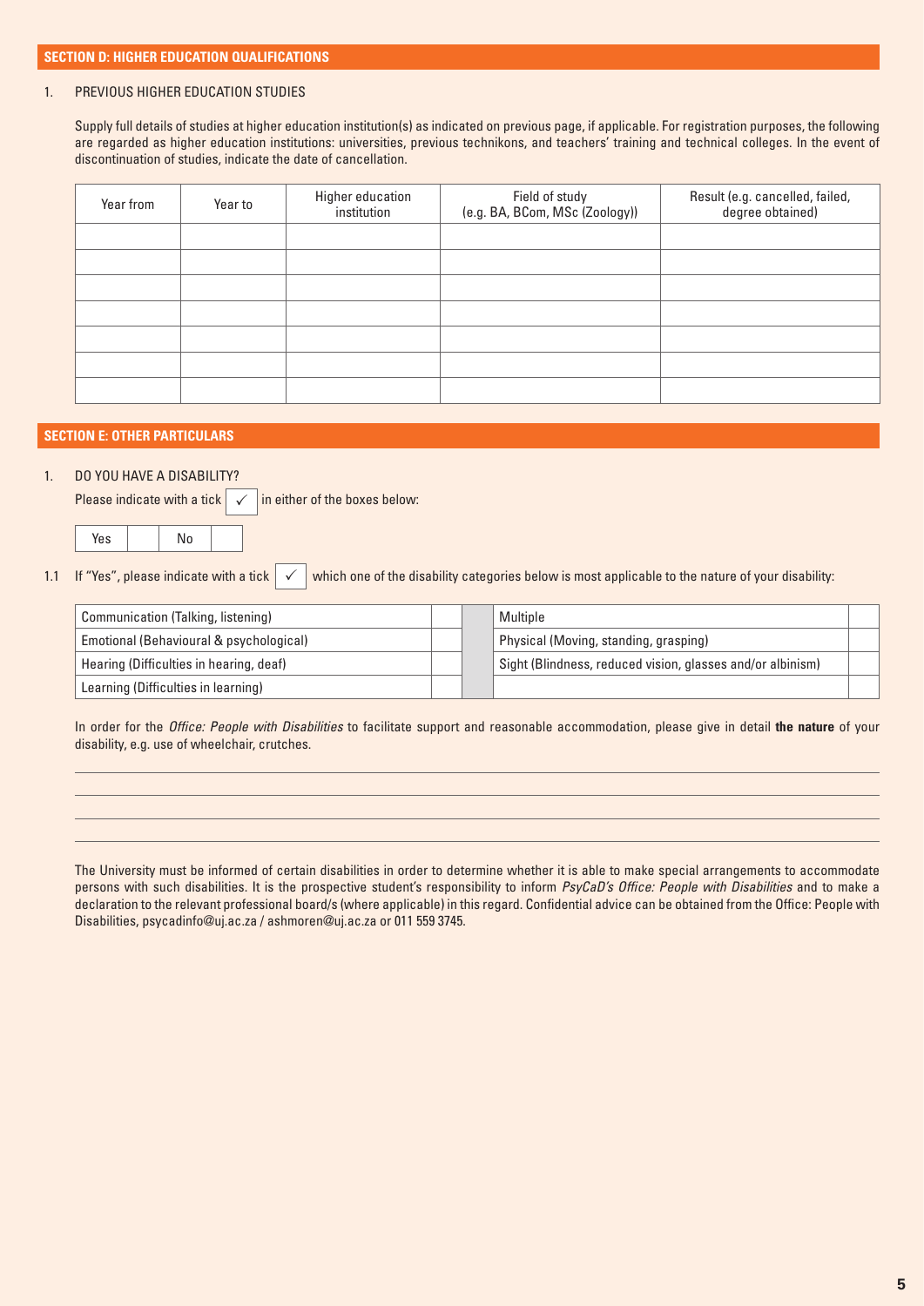## SECTION D: HIGHER EDUCATION QUALIFICATIONS

1. PREVIOUS HIGHER EDUCATION STUDIES

Supply full details of studies at higher education institution(s) as indicated on previous page, if applicable. For registration purposes, the following are regarded as higher education institutions: universities, previous technikons, and teachers' training and technical colleges. In the event of discontinuation of studies, indicate the date of cancellation.

| Year from | Year to | Higher education institution | Field of study (e.g. BA, BCom, MSc (Zoology)) | Result (e.g. cancelled, failed, degree obtained) |
|---|---|---|---|---|
| | | | | |
| | | | | |
| | | | | |
| | | | | |
| | | | | |
| | | | | |
| | | | | |

## SECTION E: OTHER PARTICULARS

1. DO YOU HAVE A DISABILITY?

Please indicate with a tick ✓ in either of the boxes below:

| Yes | | No | |
|---|---|---|---|

1.1 If "Yes", please indicate with a tick ✓ which one of the disability categories below is most applicable to the nature of your disability:

| | | | | |
|---|---|---|---|---|
| Communication (Talking, listening) | | | Multiple | |
| Emotional (Behavioural & psychological) | | | Physical (Moving, standing, grasping) | |
| Hearing (Difficulties in hearing, deaf) | | | Sight (Blindness, reduced vision, glasses and/or albinism) | |
| Learning (Difficulties in learning) | | | | |

In order for the *Office: People with Disabilities* to facilitate support and reasonable accommodation, please give in detail **the nature** of your disability, e.g. use of wheelchair, crutches.

______________________________________________________________________

______________________________________________________________________

______________________________________________________________________

______________________________________________________________________

The University must be informed of certain disabilities in order to determine whether it is able to make special arrangements to accommodate persons with such disabilities. It is the prospective student's responsibility to inform *PsyCaD's Office: People with Disabilities* and to make a declaration to the relevant professional board/s (where applicable) in this regard. Confidential advice can be obtained from the Office: People with Disabilities, psycadinfo@uj.ac.za / ashmoren@uj.ac.za or 011 559 3745.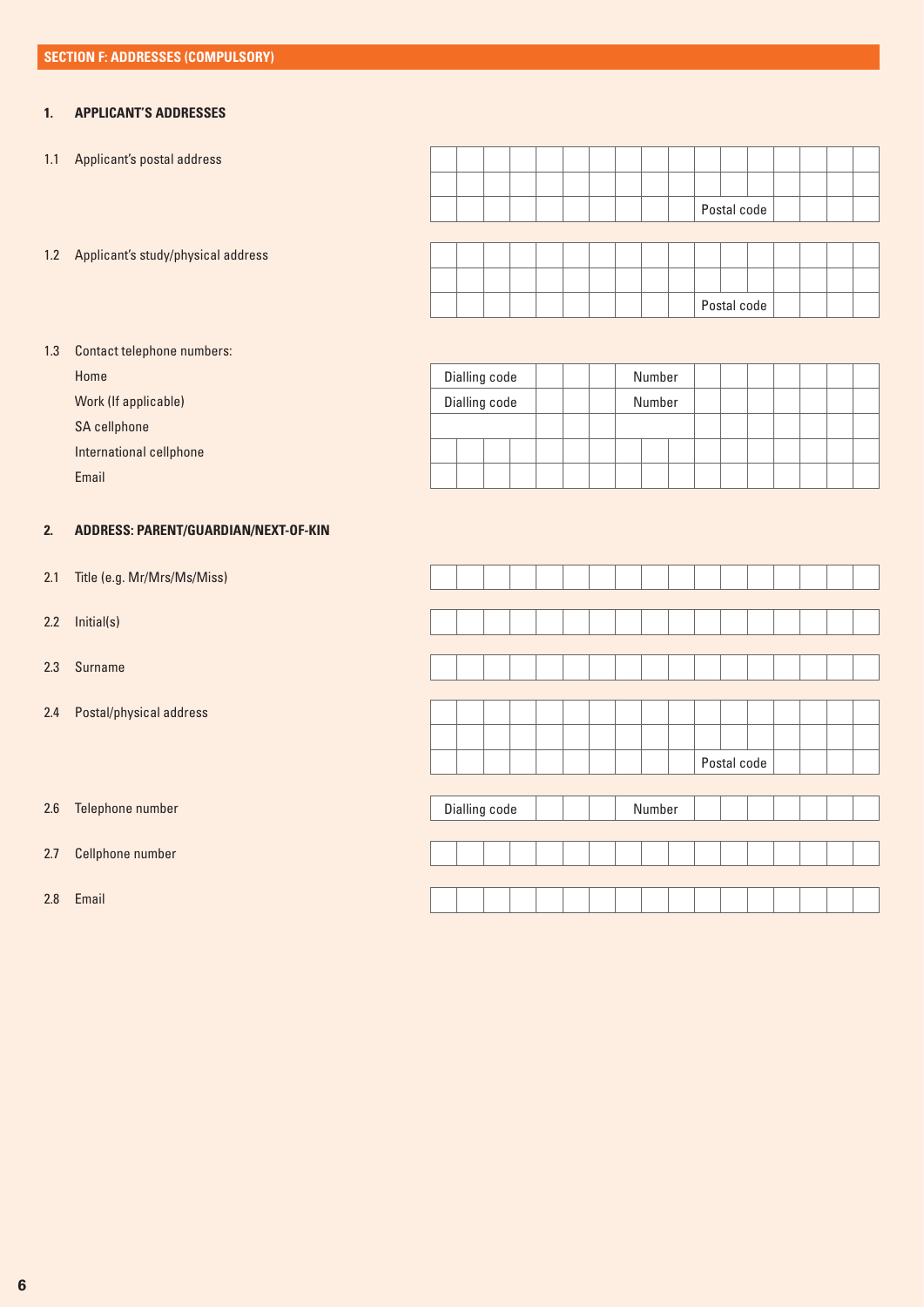## SECTION F: ADDRESSES (COMPULSORY)

### 1. APPLICANT'S ADDRESSES

1.1 Applicant's postal address

| |
|---|
| |
| |
| Postal code |

1.2 Applicant's study/physical address

| |
|---|
| |
| |
| Postal code |

1.3 Contact telephone numbers:

| | | |
|---|---|---|
| Home | Dialling code | Number |
| Work (If applicable) | Dialling code | Number |
| SA cellphone | | |
| International cellphone | | |
| Email | | |

### 2. ADDRESS: PARENT/GUARDIAN/NEXT-OF-KIN

2.1 Title (e.g. Mr/Mrs/Ms/Miss)

2.2 Initial(s)

2.3 Surname

2.4 Postal/physical address

| |
|---|
| |
| |
| Postal code |

2.6 Telephone number

| Dialling code | Number |
|---|---|
| | |

2.7 Cellphone number

2.8 Email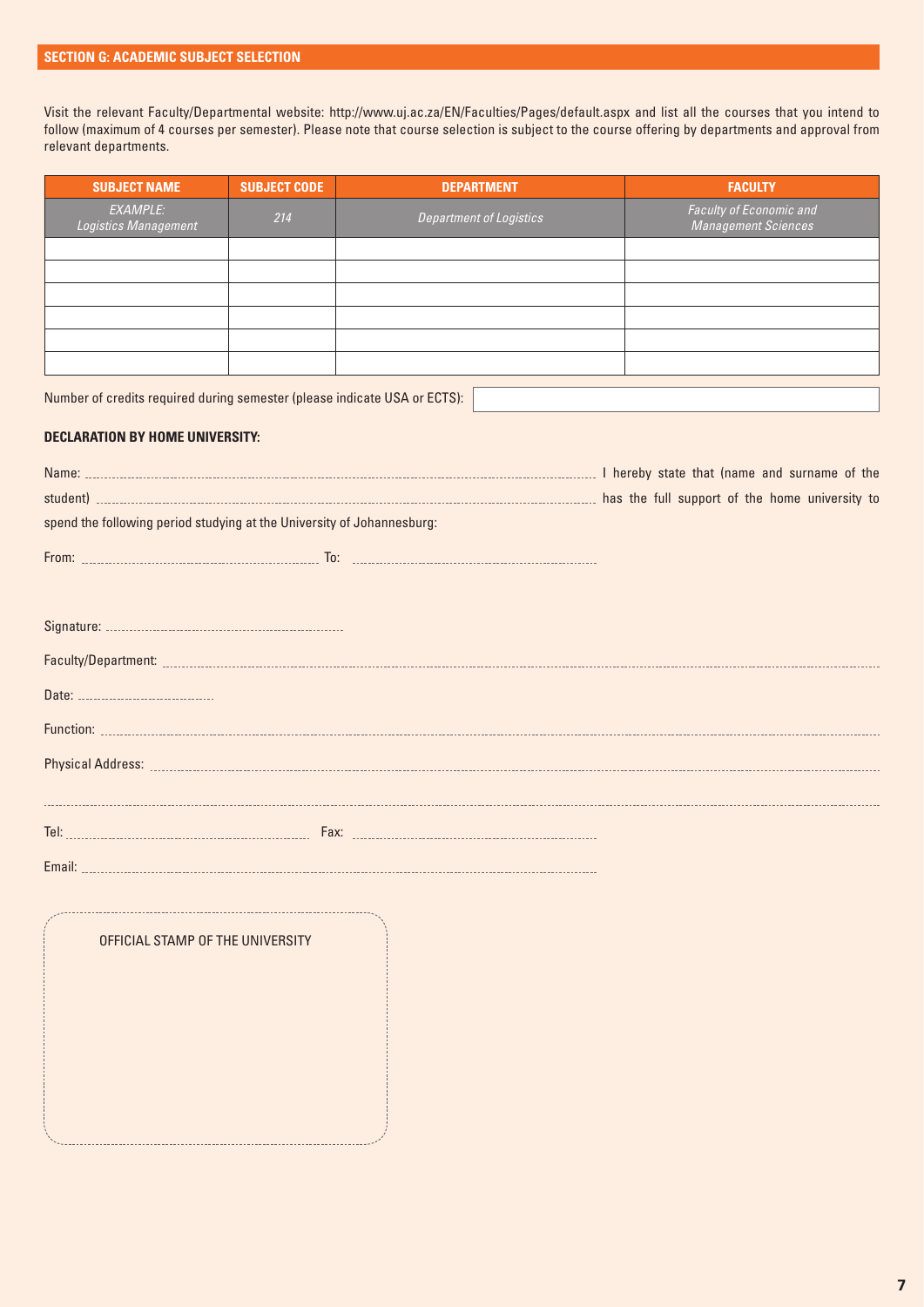## SECTION G: ACADEMIC SUBJECT SELECTION

Visit the relevant Faculty/Departmental website: http://www.uj.ac.za/EN/Faculties/Pages/default.aspx and list all the courses that you intend to follow (maximum of 4 courses per semester). Please note that course selection is subject to the course offering by departments and approval from relevant departments.

| SUBJECT NAME | SUBJECT CODE | DEPARTMENT | FACULTY |
|---|---|---|---|
| *EXAMPLE: Logistics Management* | *214* | *Department of Logistics* | *Faculty of Economic and Management Sciences* |
| | | | |
| | | | |
| | | | |
| | | | |
| | | | |
| | | | |

Number of credits required during semester (please indicate USA or ECTS):

**DECLARATION BY HOME UNIVERSITY:**

Name: ............................................................ I hereby state that (name and surname of the student) ............................................................ has the full support of the home university to spend the following period studying at the University of Johannesburg:

From: ............................ To: ............................

Signature: ............................

Faculty/Department: ............................

Date: ............................

Function: ............................

Physical Address: ............................

............................

Tel: ............................ Fax: ............................

Email: ............................

OFFICIAL STAMP OF THE UNIVERSITY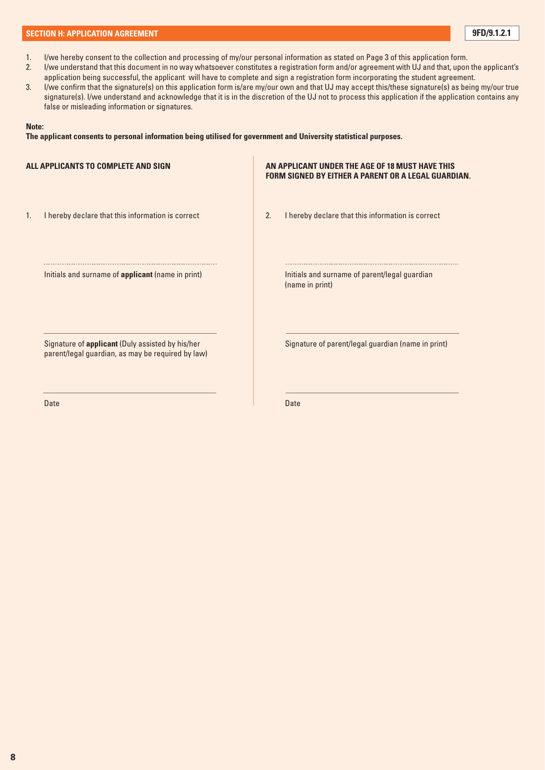## SECTION H: APPLICATION AGREEMENT

**9FD/9.1.2.1**

1. I/we hereby consent to the collection and processing of my/our personal information as stated on Page 3 of this application form.
2. I/we understand that this document in no way whatsoever constitutes a registration form and/or agreement with UJ and that, upon the applicant's application being successful, the applicant will have to complete and sign a registration form incorporating the student agreement.
3. I/we confirm that the signature(s) on this application form is/are my/our own and that UJ may accept this/these signature(s) as being my/our true signature(s). I/we understand and acknowledge that it is in the discretion of the UJ not to process this application if the application contains any false or misleading information or signatures.

**Note:**
**The applicant consents to personal information being utilised for government and University statistical purposes.**

**ALL APPLICANTS TO COMPLETE AND SIGN**

1. I hereby declare that this information is correct

Initials and surname of **applicant** (name in print)

Signature of **applicant** (Duly assisted by his/her parent/legal guardian, as may be required by law)

Date

**AN APPLICANT UNDER THE AGE OF 18 MUST HAVE THIS FORM SIGNED BY EITHER A PARENT OR A LEGAL GUARDIAN.**

2. I hereby declare that this information is correct

Initials and surname of parent/legal guardian (name in print)

Signature of parent/legal guardian (name in print)

Date